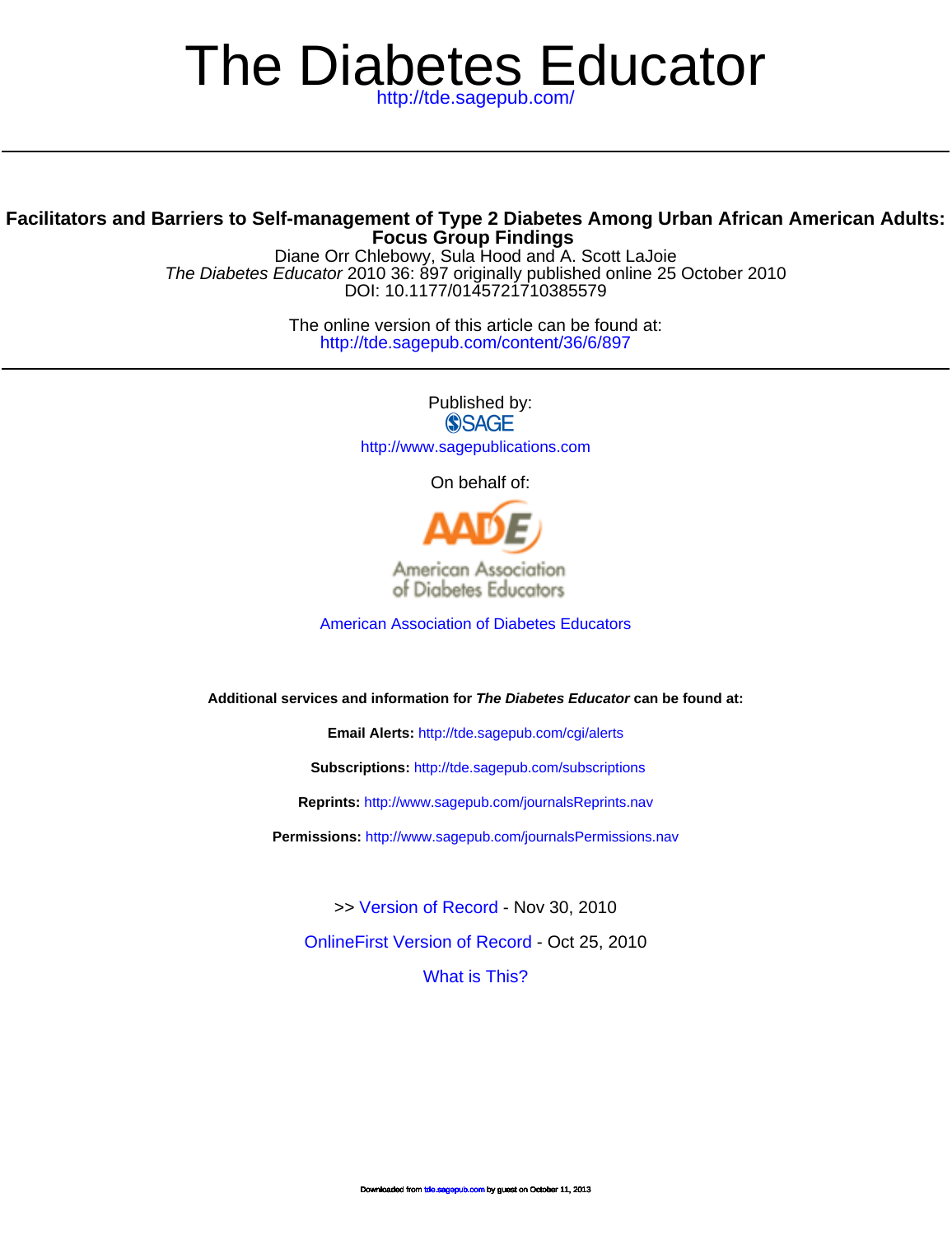# The Diabetes Educator

http://tde.sagepub.com/

## Facilitators and Barriers to Self-management of Type 2 Diabetes Among Urban African American Adults: Focus Group Findings

Diane Orr Chlebowy, Sula Hood and A. Scott LaJoie

*The Diabetes Educator* 2010 36: 897 originally published online 25 October 2010

DOI: 10.1177/0145721710385579

The online version of this article can be found at:

http://tde.sagepub.com/content/36/6/897

Published by:

SAGE

http://www.sagepublications.com

On behalf of:

AADE

American Association of Diabetes Educators

American Association of Diabetes Educators

**Additional services and information for *The Diabetes Educator* can be found at:**

**Email Alerts:** http://tde.sagepub.com/cgi/alerts

**Subscriptions:** http://tde.sagepub.com/subscriptions

**Reprints:** http://www.sagepub.com/journalsReprints.nav

**Permissions:** http://www.sagepub.com/journalsPermissions.nav

>> Version of Record - Nov 30, 2010

OnlineFirst Version of Record - Oct 25, 2010

What is This?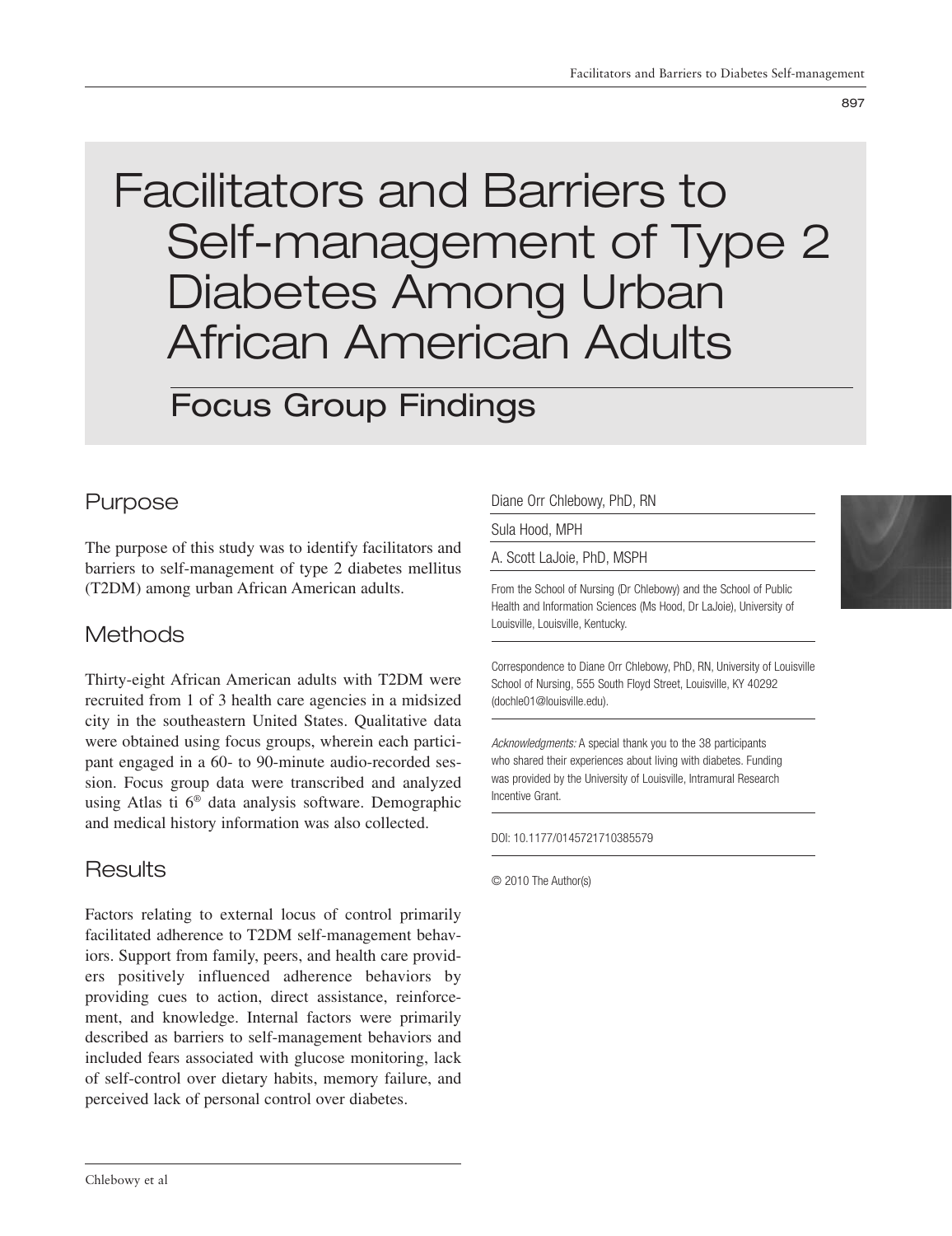# Facilitators and Barriers to Self-management of Type 2 Diabetes Among Urban African American Adults

## Focus Group Findings

Diane Orr Chlebowy, PhD, RN

Sula Hood, MPH

A. Scott LaJoie, PhD, MSPH

From the School of Nursing (Dr Chlebowy) and the School of Public Health and Information Sciences (Ms Hood, Dr LaJoie), University of Louisville, Louisville, Kentucky.

Correspondence to Diane Orr Chlebowy, PhD, RN, University of Louisville School of Nursing, 555 South Floyd Street, Louisville, KY 40292 (dochle01@louisville.edu).

*Acknowledgments:* A special thank you to the 38 participants who shared their experiences about living with diabetes. Funding was provided by the University of Louisville, Intramural Research Incentive Grant.

DOI: 10.1177/0145721710385579

© 2010 The Author(s)

## Purpose

The purpose of this study was to identify facilitators and barriers to self-management of type 2 diabetes mellitus (T2DM) among urban African American adults.

## Methods

Thirty-eight African American adults with T2DM were recruited from 1 of 3 health care agencies in a midsized city in the southeastern United States. Qualitative data were obtained using focus groups, wherein each participant engaged in a 60- to 90-minute audio-recorded session. Focus group data were transcribed and analyzed using Atlas ti 6® data analysis software. Demographic and medical history information was also collected.

## Results

Factors relating to external locus of control primarily facilitated adherence to T2DM self-management behaviors. Support from family, peers, and health care providers positively influenced adherence behaviors by providing cues to action, direct assistance, reinforcement, and knowledge. Internal factors were primarily described as barriers to self-management behaviors and included fears associated with glucose monitoring, lack of self-control over dietary habits, memory failure, and perceived lack of personal control over diabetes.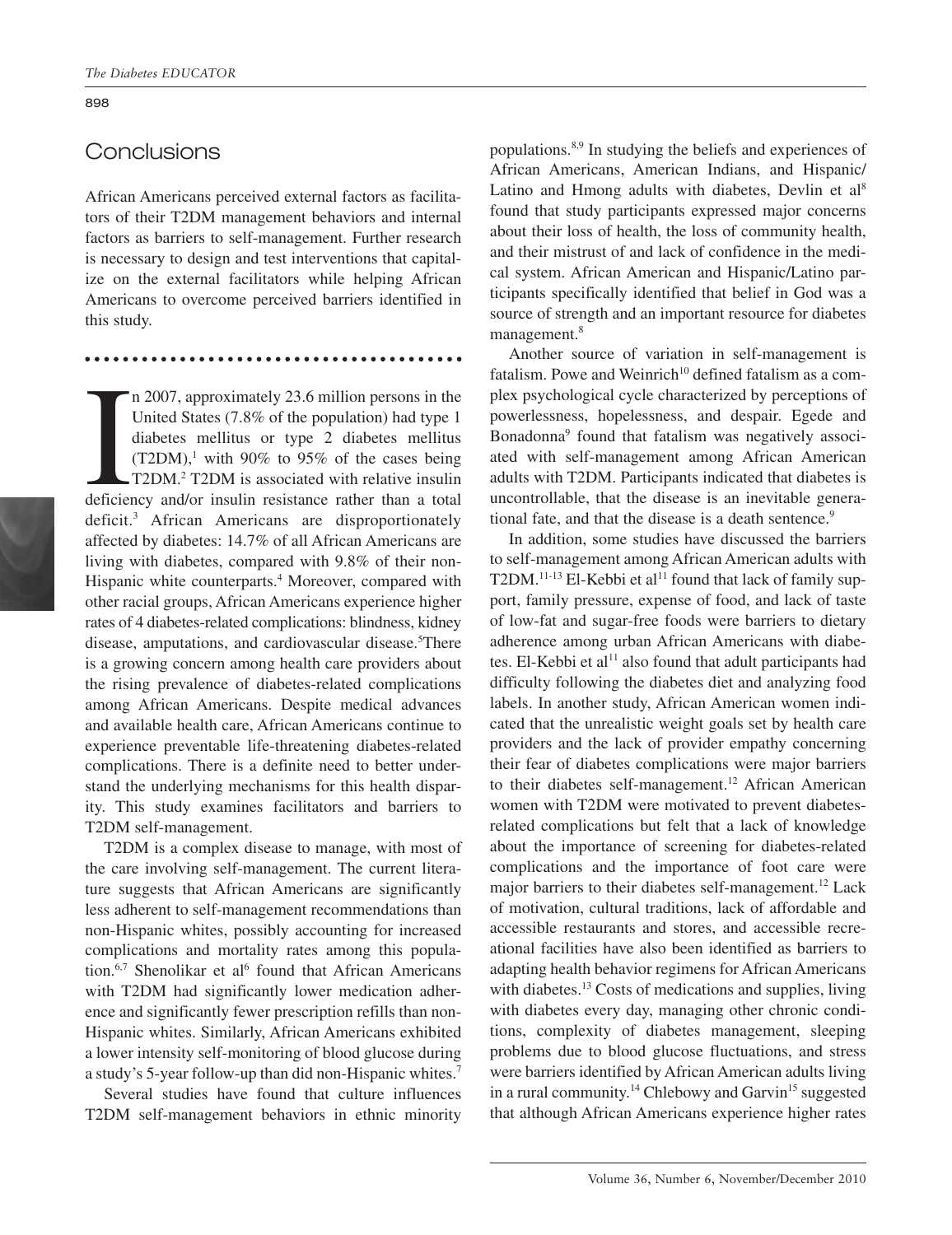## Conclusions

African Americans perceived external factors as facilitators of their T2DM management behaviors and internal factors as barriers to self-management. Further research is necessary to design and test interventions that capitalize on the external facilitators while helping African Americans to overcome perceived barriers identified in this study.

In 2007, approximately 23.6 million persons in the United States (7.8% of the population) had type 1 diabetes mellitus or type 2 diabetes mellitus (T2DM),[1] with 90% to 95% of the cases being T2DM.[2] T2DM is associated with relative insulin deficiency and/or insulin resistance rather than a total deficit.[3] African Americans are disproportionately affected by diabetes: 14.7% of all African Americans are living with diabetes, compared with 9.8% of their non-Hispanic white counterparts.[4] Moreover, compared with other racial groups, African Americans experience higher rates of 4 diabetes-related complications: blindness, kidney disease, amputations, and cardiovascular disease.[5] There is a growing concern among health care providers about the rising prevalence of diabetes-related complications among African Americans. Despite medical advances and available health care, African Americans continue to experience preventable life-threatening diabetes-related complications. There is a definite need to better understand the underlying mechanisms for this health disparity. This study examines facilitators and barriers to T2DM self-management.

T2DM is a complex disease to manage, with most of the care involving self-management. The current literature suggests that African Americans are significantly less adherent to self-management recommendations than non-Hispanic whites, possibly accounting for increased complications and mortality rates among this population.[6,7] Shenolikar et al[6] found that African Americans with T2DM had significantly lower medication adherence and significantly fewer prescription refills than non-Hispanic whites. Similarly, African Americans exhibited a lower intensity self-monitoring of blood glucose during a study's 5-year follow-up than did non-Hispanic whites.[7]

Several studies have found that culture influences T2DM self-management behaviors in ethnic minority populations.[8,9] In studying the beliefs and experiences of African Americans, American Indians, and Hispanic/Latino and Hmong adults with diabetes, Devlin et al[8] found that study participants expressed major concerns about their loss of health, the loss of community health, and their mistrust of and lack of confidence in the medical system. African American and Hispanic/Latino participants specifically identified that belief in God was a source of strength and an important resource for diabetes management.[8]

Another source of variation in self-management is fatalism. Powe and Weinrich[10] defined fatalism as a complex psychological cycle characterized by perceptions of powerlessness, hopelessness, and despair. Egede and Bonadonna[9] found that fatalism was negatively associated with self-management among African American adults with T2DM. Participants indicated that diabetes is uncontrollable, that the disease is an inevitable generational fate, and that the disease is a death sentence.[9]

In addition, some studies have discussed the barriers to self-management among African American adults with T2DM.[11-13] El-Kebbi et al[11] found that lack of family support, family pressure, expense of food, and lack of taste of low-fat and sugar-free foods were barriers to dietary adherence among urban African Americans with diabetes. El-Kebbi et al[11] also found that adult participants had difficulty following the diabetes diet and analyzing food labels. In another study, African American women indicated that the unrealistic weight goals set by health care providers and the lack of provider empathy concerning their fear of diabetes complications were major barriers to their diabetes self-management.[12] African American women with T2DM were motivated to prevent diabetes-related complications but felt that a lack of knowledge about the importance of screening for diabetes-related complications and the importance of foot care were major barriers to their diabetes self-management.[12] Lack of motivation, cultural traditions, lack of affordable and accessible restaurants and stores, and accessible recreational facilities have also been identified as barriers to adapting health behavior regimens for African Americans with diabetes.[13] Costs of medications and supplies, living with diabetes every day, managing other chronic conditions, complexity of diabetes management, sleeping problems due to blood glucose fluctuations, and stress were barriers identified by African American adults living in a rural community.[14] Chlebowy and Garvin[15] suggested that although African Americans experience higher rates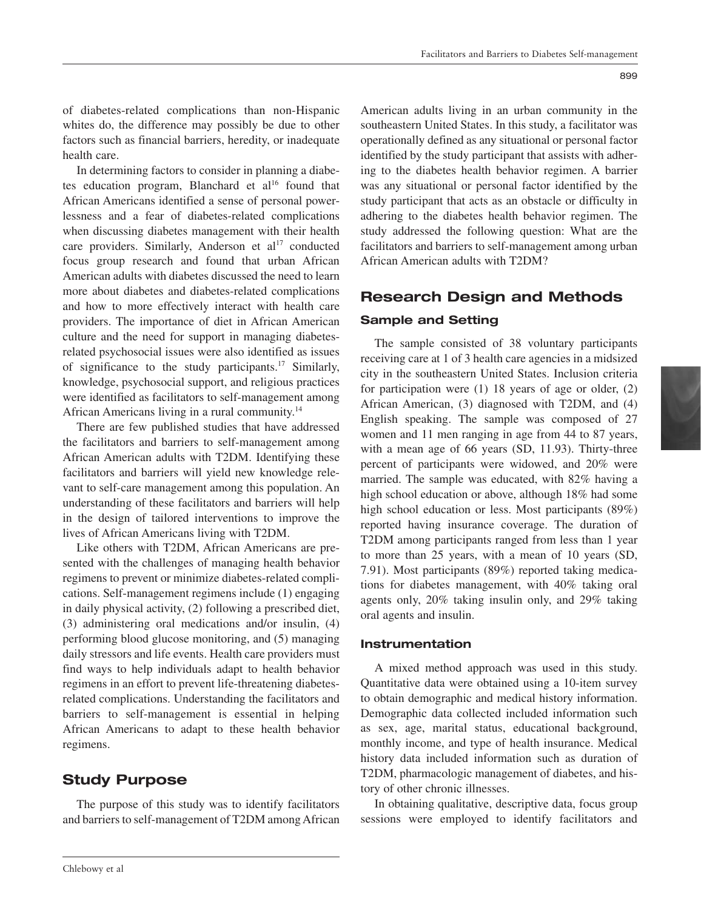of diabetes-related complications than non-Hispanic whites do, the difference may possibly be due to other factors such as financial barriers, heredity, or inadequate health care.

In determining factors to consider in planning a diabetes education program, Blanchard et al[16] found that African Americans identified a sense of personal powerlessness and a fear of diabetes-related complications when discussing diabetes management with their health care providers. Similarly, Anderson et al[17] conducted focus group research and found that urban African American adults with diabetes discussed the need to learn more about diabetes and diabetes-related complications and how to more effectively interact with health care providers. The importance of diet in African American culture and the need for support in managing diabetes-related psychosocial issues were also identified as issues of significance to the study participants.[17] Similarly, knowledge, psychosocial support, and religious practices were identified as facilitators to self-management among African Americans living in a rural community.[14]

There are few published studies that have addressed the facilitators and barriers to self-management among African American adults with T2DM. Identifying these facilitators and barriers will yield new knowledge relevant to self-care management among this population. An understanding of these facilitators and barriers will help in the design of tailored interventions to improve the lives of African Americans living with T2DM.

Like others with T2DM, African Americans are presented with the challenges of managing health behavior regimens to prevent or minimize diabetes-related complications. Self-management regimens include (1) engaging in daily physical activity, (2) following a prescribed diet, (3) administering oral medications and/or insulin, (4) performing blood glucose monitoring, and (5) managing daily stressors and life events. Health care providers must find ways to help individuals adapt to health behavior regimens in an effort to prevent life-threatening diabetes-related complications. Understanding the facilitators and barriers to self-management is essential in helping African Americans to adapt to these health behavior regimens.

## Study Purpose

The purpose of this study was to identify facilitators and barriers to self-management of T2DM among African American adults living in an urban community in the southeastern United States. In this study, a facilitator was operationally defined as any situational or personal factor identified by the study participant that assists with adhering to the diabetes health behavior regimen. A barrier was any situational or personal factor identified by the study participant that acts as an obstacle or difficulty in adhering to the diabetes health behavior regimen. The study addressed the following question: What are the facilitators and barriers to self-management among urban African American adults with T2DM?

## Research Design and Methods

### Sample and Setting

The sample consisted of 38 voluntary participants receiving care at 1 of 3 health care agencies in a midsized city in the southeastern United States. Inclusion criteria for participation were (1) 18 years of age or older, (2) African American, (3) diagnosed with T2DM, and (4) English speaking. The sample was composed of 27 women and 11 men ranging in age from 44 to 87 years, with a mean age of 66 years (SD, 11.93). Thirty-three percent of participants were widowed, and 20% were married. The sample was educated, with 82% having a high school education or above, although 18% had some high school education or less. Most participants (89%) reported having insurance coverage. The duration of T2DM among participants ranged from less than 1 year to more than 25 years, with a mean of 10 years (SD, 7.91). Most participants (89%) reported taking medications for diabetes management, with 40% taking oral agents only, 20% taking insulin only, and 29% taking oral agents and insulin.

### Instrumentation

A mixed method approach was used in this study. Quantitative data were obtained using a 10-item survey to obtain demographic and medical history information. Demographic data collected included information such as sex, age, marital status, educational background, monthly income, and type of health insurance. Medical history data included information such as duration of T2DM, pharmacologic management of diabetes, and history of other chronic illnesses.

In obtaining qualitative, descriptive data, focus group sessions were employed to identify facilitators and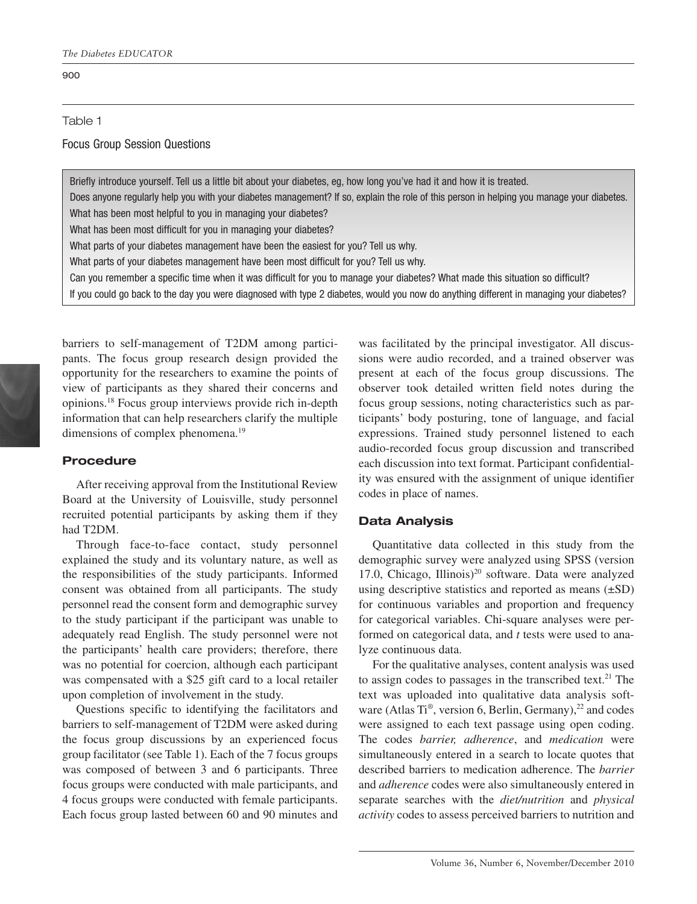Table 1

Focus Group Session Questions

| |
|---|
| Briefly introduce yourself. Tell us a little bit about your diabetes, eg, how long you've had it and how it is treated. |
| Does anyone regularly help you with your diabetes management? If so, explain the role of this person in helping you manage your diabetes. |
| What has been most helpful to you in managing your diabetes? |
| What has been most difficult for you in managing your diabetes? |
| What parts of your diabetes management have been the easiest for you? Tell us why. |
| What parts of your diabetes management have been most difficult for you? Tell us why. |
| Can you remember a specific time when it was difficult for you to manage your diabetes? What made this situation so difficult? |
| If you could go back to the day you were diagnosed with type 2 diabetes, would you now do anything different in managing your diabetes? |

barriers to self-management of T2DM among participants. The focus group research design provided the opportunity for the researchers to examine the points of view of participants as they shared their concerns and opinions.[18] Focus group interviews provide rich in-depth information that can help researchers clarify the multiple dimensions of complex phenomena.[19]

## Procedure

After receiving approval from the Institutional Review Board at the University of Louisville, study personnel recruited potential participants by asking them if they had T2DM.

Through face-to-face contact, study personnel explained the study and its voluntary nature, as well as the responsibilities of the study participants. Informed consent was obtained from all participants. The study personnel read the consent form and demographic survey to the study participant if the participant was unable to adequately read English. The study personnel were not the participants' health care providers; therefore, there was no potential for coercion, although each participant was compensated with a $25 gift card to a local retailer upon completion of involvement in the study.

Questions specific to identifying the facilitators and barriers to self-management of T2DM were asked during the focus group discussions by an experienced focus group facilitator (see Table 1). Each of the 7 focus groups was composed of between 3 and 6 participants. Three focus groups were conducted with male participants, and 4 focus groups were conducted with female participants. Each focus group lasted between 60 and 90 minutes and was facilitated by the principal investigator. All discussions were audio recorded, and a trained observer was present at each of the focus group discussions. The observer took detailed written field notes during the focus group sessions, noting characteristics such as participants' body posturing, tone of language, and facial expressions. Trained study personnel listened to each audio-recorded focus group discussion and transcribed each discussion into text format. Participant confidentiality was ensured with the assignment of unique identifier codes in place of names.

## Data Analysis

Quantitative data collected in this study from the demographic survey were analyzed using SPSS (version 17.0, Chicago, Illinois)[20] software. Data were analyzed using descriptive statistics and reported as means (±SD) for continuous variables and proportion and frequency for categorical variables. Chi-square analyses were performed on categorical data, and *t* tests were used to analyze continuous data.

For the qualitative analyses, content analysis was used to assign codes to passages in the transcribed text.[21] The text was uploaded into qualitative data analysis software (Atlas Ti®, version 6, Berlin, Germany),[22] and codes were assigned to each text passage using open coding. The codes *barrier, adherence*, and *medication* were simultaneously entered in a search to locate quotes that described barriers to medication adherence. The *barrier* and *adherence* codes were also simultaneously entered in separate searches with the *diet/nutrition* and *physical activity* codes to assess perceived barriers to nutrition and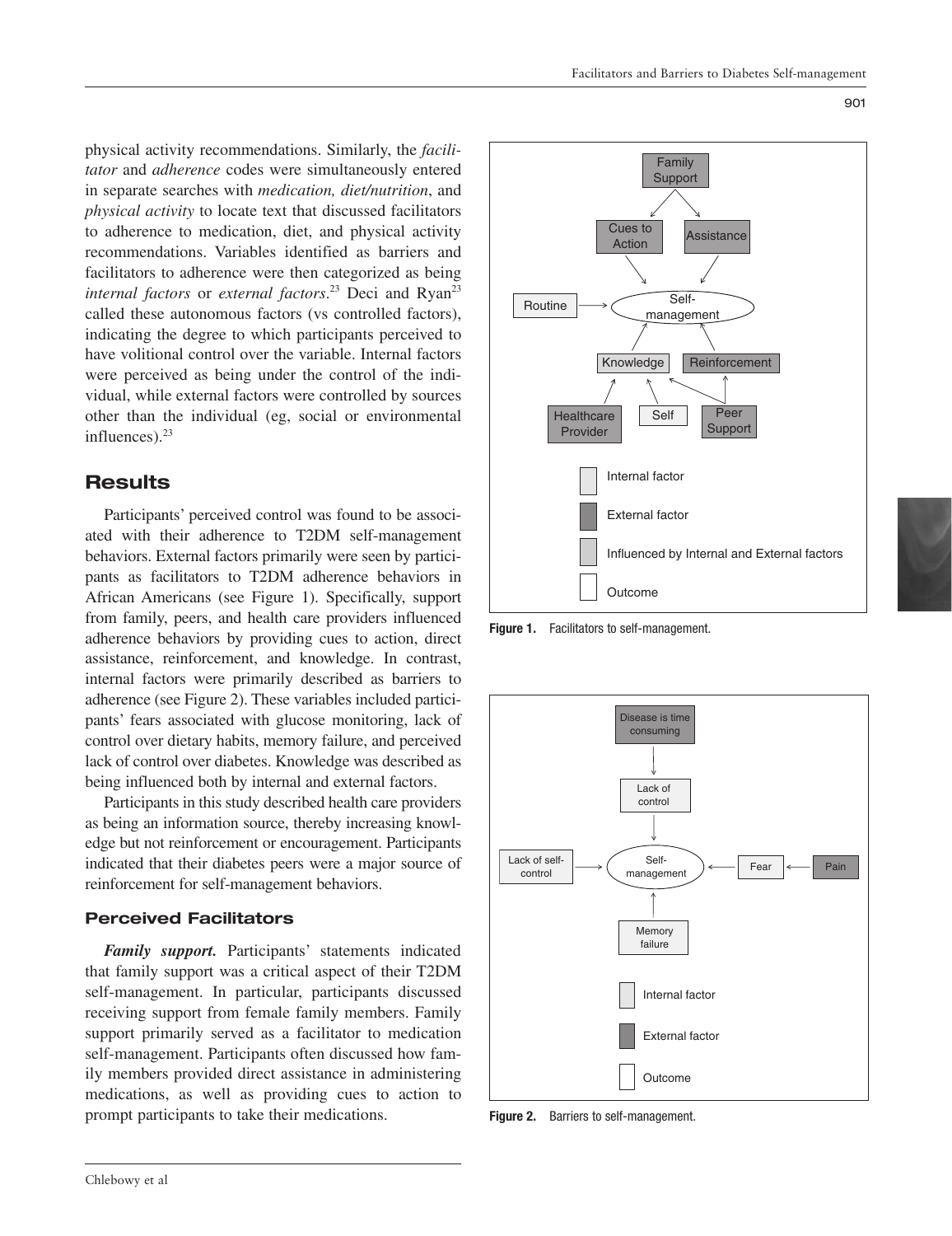physical activity recommendations. Similarly, the *facilitator* and *adherence* codes were simultaneously entered in separate searches with *medication, diet/nutrition*, and *physical activity* to locate text that discussed facilitators to adherence to medication, diet, and physical activity recommendations. Variables identified as barriers and facilitators to adherence were then categorized as being *internal factors* or *external factors*.[23] Deci and Ryan[23] called these autonomous factors (vs controlled factors), indicating the degree to which participants perceived to have volitional control over the variable. Internal factors were perceived as being under the control of the individual, while external factors were controlled by sources other than the individual (eg, social or environmental influences).[23]

## Results

Participants' perceived control was found to be associated with their adherence to T2DM self-management behaviors. External factors primarily were seen by participants as facilitators to T2DM adherence behaviors in African Americans (see Figure 1). Specifically, support from family, peers, and health care providers influenced adherence behaviors by providing cues to action, direct assistance, reinforcement, and knowledge. In contrast, internal factors were primarily described as barriers to adherence (see Figure 2). These variables included participants' fears associated with glucose monitoring, lack of control over dietary habits, memory failure, and perceived lack of control over diabetes. Knowledge was described as being influenced both by internal and external factors.

Participants in this study described health care providers as being an information source, thereby increasing knowledge but not reinforcement or encouragement. Participants indicated that their diabetes peers were a major source of reinforcement for self-management behaviors.

### Perceived Facilitators

***Family support.*** Participants' statements indicated that family support was a critical aspect of their T2DM self-management. In particular, participants discussed receiving support from female family members. Family support primarily served as a facilitator to medication self-management. Participants often discussed how family members provided direct assistance in administering medications, as well as providing cues to action to prompt participants to take their medications.

**Figure 1.** Facilitators to self-management.

**Figure 2.** Barriers to self-management.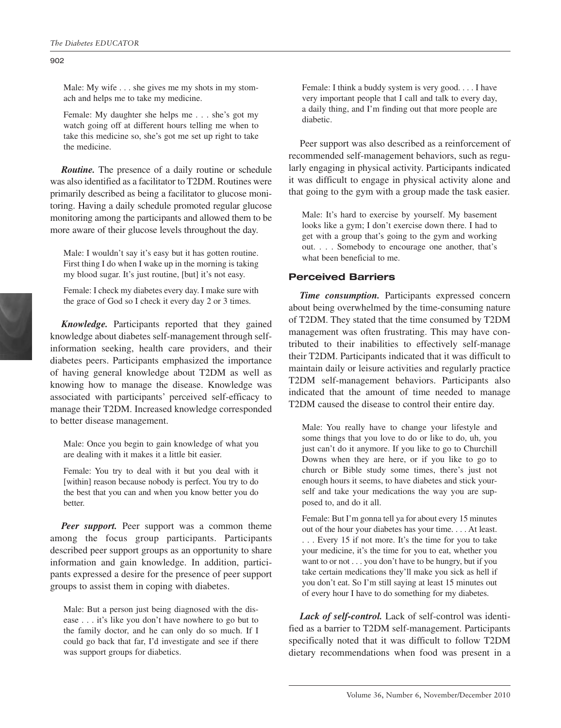Male: My wife . . . she gives me my shots in my stomach and helps me to take my medicine.

Female: My daughter she helps me . . . she's got my watch going off at different hours telling me when to take this medicine so, she's got me set up right to take the medicine.

***Routine.*** The presence of a daily routine or schedule was also identified as a facilitator to T2DM. Routines were primarily described as being a facilitator to glucose monitoring. Having a daily schedule promoted regular glucose monitoring among the participants and allowed them to be more aware of their glucose levels throughout the day.

Male: I wouldn't say it's easy but it has gotten routine. First thing I do when I wake up in the morning is taking my blood sugar. It's just routine, [but] it's not easy.

Female: I check my diabetes every day. I make sure with the grace of God so I check it every day 2 or 3 times.

***Knowledge.*** Participants reported that they gained knowledge about diabetes self-management through self-information seeking, health care providers, and their diabetes peers. Participants emphasized the importance of having general knowledge about T2DM as well as knowing how to manage the disease. Knowledge was associated with participants' perceived self-efficacy to manage their T2DM. Increased knowledge corresponded to better disease management.

Male: Once you begin to gain knowledge of what you are dealing with it makes it a little bit easier.

Female: You try to deal with it but you deal with it [within] reason because nobody is perfect. You try to do the best that you can and when you know better you do better.

***Peer support.*** Peer support was a common theme among the focus group participants. Participants described peer support groups as an opportunity to share information and gain knowledge. In addition, participants expressed a desire for the presence of peer support groups to assist them in coping with diabetes.

Male: But a person just being diagnosed with the disease . . . it's like you don't have nowhere to go but to the family doctor, and he can only do so much. If I could go back that far, I'd investigate and see if there was support groups for diabetics.

Female: I think a buddy system is very good. . . . I have very important people that I call and talk to every day, a daily thing, and I'm finding out that more people are diabetic.

Peer support was also described as a reinforcement of recommended self-management behaviors, such as regularly engaging in physical activity. Participants indicated it was difficult to engage in physical activity alone and that going to the gym with a group made the task easier.

Male: It's hard to exercise by yourself. My basement looks like a gym; I don't exercise down there. I had to get with a group that's going to the gym and working out. . . . Somebody to encourage one another, that's what been beneficial to me.

### Perceived Barriers

***Time consumption.*** Participants expressed concern about being overwhelmed by the time-consuming nature of T2DM. They stated that the time consumed by T2DM management was often frustrating. This may have contributed to their inabilities to effectively self-manage their T2DM. Participants indicated that it was difficult to maintain daily or leisure activities and regularly practice T2DM self-management behaviors. Participants also indicated that the amount of time needed to manage T2DM caused the disease to control their entire day.

Male: You really have to change your lifestyle and some things that you love to do or like to do, uh, you just can't do it anymore. If you like to go to Churchill Downs when they are here, or if you like to go to church or Bible study some times, there's just not enough hours it seems, to have diabetes and stick yourself and take your medications the way you are supposed to, and do it all.

Female: But I'm gonna tell ya for about every 15 minutes out of the hour your diabetes has your time. . . . At least. . . . Every 15 if not more. It's the time for you to take your medicine, it's the time for you to eat, whether you want to or not . . . you don't have to be hungry, but if you take certain medications they'll make you sick as hell if you don't eat. So I'm still saying at least 15 minutes out of every hour I have to do something for my diabetes.

***Lack of self-control.*** Lack of self-control was identified as a barrier to T2DM self-management. Participants specifically noted that it was difficult to follow T2DM dietary recommendations when food was present in a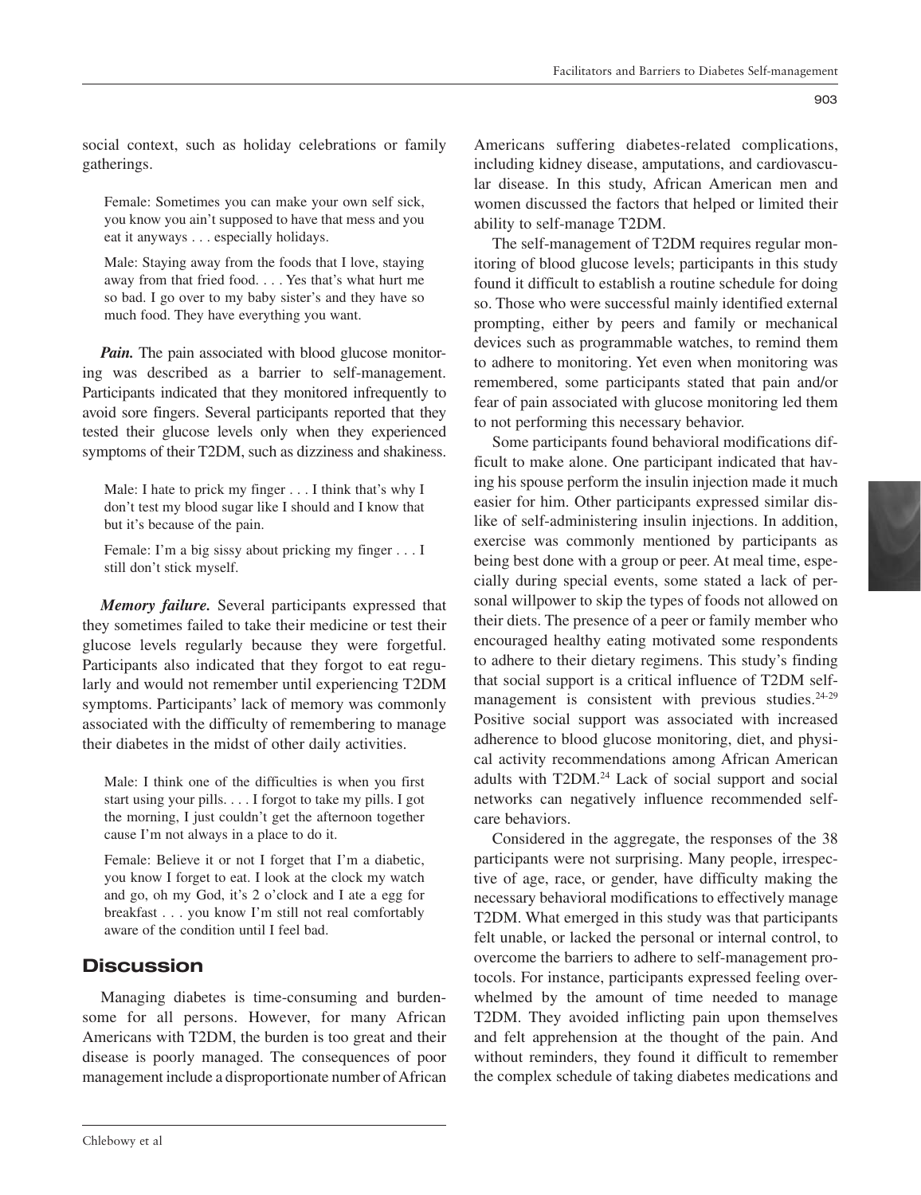social context, such as holiday celebrations or family gatherings.

> Female: Sometimes you can make your own self sick, you know you ain't supposed to have that mess and you eat it anyways . . . especially holidays.

> Male: Staying away from the foods that I love, staying away from that fried food. . . . Yes that's what hurt me so bad. I go over to my baby sister's and they have so much food. They have everything you want.

***Pain.*** The pain associated with blood glucose monitoring was described as a barrier to self-management. Participants indicated that they monitored infrequently to avoid sore fingers. Several participants reported that they tested their glucose levels only when they experienced symptoms of their T2DM, such as dizziness and shakiness.

> Male: I hate to prick my finger . . . I think that's why I don't test my blood sugar like I should and I know that but it's because of the pain.

> Female: I'm a big sissy about pricking my finger . . . I still don't stick myself.

***Memory failure.*** Several participants expressed that they sometimes failed to take their medicine or test their glucose levels regularly because they were forgetful. Participants also indicated that they forgot to eat regularly and would not remember until experiencing T2DM symptoms. Participants' lack of memory was commonly associated with the difficulty of remembering to manage their diabetes in the midst of other daily activities.

> Male: I think one of the difficulties is when you first start using your pills. . . . I forgot to take my pills. I got the morning, I just couldn't get the afternoon together cause I'm not always in a place to do it.

> Female: Believe it or not I forget that I'm a diabetic, you know I forget to eat. I look at the clock my watch and go, oh my God, it's 2 o'clock and I ate a egg for breakfast . . . you know I'm still not real comfortably aware of the condition until I feel bad.

## Discussion

Managing diabetes is time-consuming and burdensome for all persons. However, for many African Americans with T2DM, the burden is too great and their disease is poorly managed. The consequences of poor management include a disproportionate number of African Americans suffering diabetes-related complications, including kidney disease, amputations, and cardiovascular disease. In this study, African American men and women discussed the factors that helped or limited their ability to self-manage T2DM.

The self-management of T2DM requires regular monitoring of blood glucose levels; participants in this study found it difficult to establish a routine schedule for doing so. Those who were successful mainly identified external prompting, either by peers and family or mechanical devices such as programmable watches, to remind them to adhere to monitoring. Yet even when monitoring was remembered, some participants stated that pain and/or fear of pain associated with glucose monitoring led them to not performing this necessary behavior.

Some participants found behavioral modifications difficult to make alone. One participant indicated that having his spouse perform the insulin injection made it much easier for him. Other participants expressed similar dislike of self-administering insulin injections. In addition, exercise was commonly mentioned by participants as being best done with a group or peer. At meal time, especially during special events, some stated a lack of personal willpower to skip the types of foods not allowed on their diets. The presence of a peer or family member who encouraged healthy eating motivated some respondents to adhere to their dietary regimens. This study's finding that social support is a critical influence of T2DM self-management is consistent with previous studies.[24-29] Positive social support was associated with increased adherence to blood glucose monitoring, diet, and physical activity recommendations among African American adults with T2DM.[24] Lack of social support and social networks can negatively influence recommended self-care behaviors.

Considered in the aggregate, the responses of the 38 participants were not surprising. Many people, irrespective of age, race, or gender, have difficulty making the necessary behavioral modifications to effectively manage T2DM. What emerged in this study was that participants felt unable, or lacked the personal or internal control, to overcome the barriers to adhere to self-management protocols. For instance, participants expressed feeling overwhelmed by the amount of time needed to manage T2DM. They avoided inflicting pain upon themselves and felt apprehension at the thought of the pain. And without reminders, they found it difficult to remember the complex schedule of taking diabetes medications and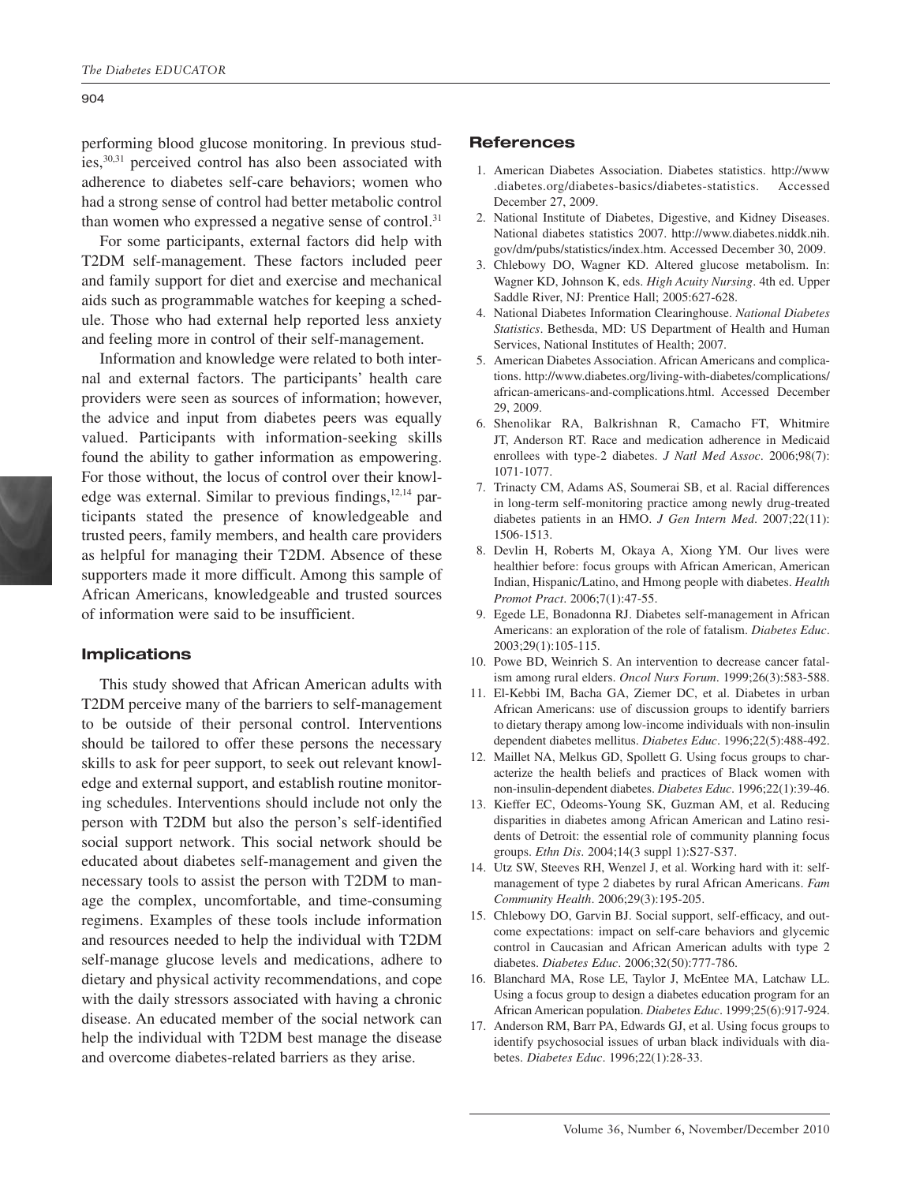performing blood glucose monitoring. In previous studies,[30,31] perceived control has also been associated with adherence to diabetes self-care behaviors; women who had a strong sense of control had better metabolic control than women who expressed a negative sense of control.[31]

For some participants, external factors did help with T2DM self-management. These factors included peer and family support for diet and exercise and mechanical aids such as programmable watches for keeping a schedule. Those who had external help reported less anxiety and feeling more in control of their self-management.

Information and knowledge were related to both internal and external factors. The participants' health care providers were seen as sources of information; however, the advice and input from diabetes peers was equally valued. Participants with information-seeking skills found the ability to gather information as empowering. For those without, the locus of control over their knowledge was external. Similar to previous findings,[12,14] participants stated the presence of knowledgeable and trusted peers, family members, and health care providers as helpful for managing their T2DM. Absence of these supporters made it more difficult. Among this sample of African Americans, knowledgeable and trusted sources of information were said to be insufficient.

## Implications

This study showed that African American adults with T2DM perceive many of the barriers to self-management to be outside of their personal control. Interventions should be tailored to offer these persons the necessary skills to ask for peer support, to seek out relevant knowledge and external support, and establish routine monitoring schedules. Interventions should include not only the person with T2DM but also the person's self-identified social support network. This social network should be educated about diabetes self-management and given the necessary tools to assist the person with T2DM to manage the complex, uncomfortable, and time-consuming regimens. Examples of these tools include information and resources needed to help the individual with T2DM self-manage glucose levels and medications, adhere to dietary and physical activity recommendations, and cope with the daily stressors associated with having a chronic disease. An educated member of the social network can help the individual with T2DM best manage the disease and overcome diabetes-related barriers as they arise.

## References

1. American Diabetes Association. Diabetes statistics. http://www.diabetes.org/diabetes-basics/diabetes-statistics. Accessed December 27, 2009.
2. National Institute of Diabetes, Digestive, and Kidney Diseases. National diabetes statistics 2007. http://www.diabetes.niddk.nih.gov/dm/pubs/statistics/index.htm. Accessed December 30, 2009.
3. Chlebowy DO, Wagner KD. Altered glucose metabolism. In: Wagner KD, Johnson K, eds. *High Acuity Nursing*. 4th ed. Upper Saddle River, NJ: Prentice Hall; 2005:627-628.
4. National Diabetes Information Clearinghouse. *National Diabetes Statistics*. Bethesda, MD: US Department of Health and Human Services, National Institutes of Health; 2007.
5. American Diabetes Association. African Americans and complications. http://www.diabetes.org/living-with-diabetes/complications/african-americans-and-complications.html. Accessed December 29, 2009.
6. Shenolikar RA, Balkrishnan R, Camacho FT, Whitmire JT, Anderson RT. Race and medication adherence in Medicaid enrollees with type-2 diabetes. *J Natl Med Assoc*. 2006;98(7):1071-1077.
7. Trinacty CM, Adams AS, Soumerai SB, et al. Racial differences in long-term self-monitoring practice among newly drug-treated diabetes patients in an HMO. *J Gen Intern Med*. 2007;22(11):1506-1513.
8. Devlin H, Roberts M, Okaya A, Xiong YM. Our lives were healthier before: focus groups with African American, American Indian, Hispanic/Latino, and Hmong people with diabetes. *Health Promot Pract*. 2006;7(1):47-55.
9. Egede LE, Bonadonna RJ. Diabetes self-management in African Americans: an exploration of the role of fatalism. *Diabetes Educ*. 2003;29(1):105-115.
10. Powe BD, Weinrich S. An intervention to decrease cancer fatalism among rural elders. *Oncol Nurs Forum*. 1999;26(3):583-588.
11. El-Kebbi IM, Bacha GA, Ziemer DC, et al. Diabetes in urban African Americans: use of discussion groups to identify barriers to dietary therapy among low-income individuals with non-insulin dependent diabetes mellitus. *Diabetes Educ*. 1996;22(5):488-492.
12. Maillet NA, Melkus GD, Spollett G. Using focus groups to characterize the health beliefs and practices of Black women with non-insulin-dependent diabetes. *Diabetes Educ*. 1996;22(1):39-46.
13. Kieffer EC, Odeoms-Young SK, Guzman AM, et al. Reducing disparities in diabetes among African American and Latino residents of Detroit: the essential role of community planning focus groups. *Ethn Dis*. 2004;14(3 suppl 1):S27-S37.
14. Utz SW, Steeves RH, Wenzel J, et al. Working hard with it: self-management of type 2 diabetes by rural African Americans. *Fam Community Health*. 2006;29(3):195-205.
15. Chlebowy DO, Garvin BJ. Social support, self-efficacy, and outcome expectations: impact on self-care behaviors and glycemic control in Caucasian and African American adults with type 2 diabetes. *Diabetes Educ*. 2006;32(50):777-786.
16. Blanchard MA, Rose LE, Taylor J, McEntee MA, Latchaw LL. Using a focus group to design a diabetes education program for an African American population. *Diabetes Educ*. 1999;25(6):917-924.
17. Anderson RM, Barr PA, Edwards GJ, et al. Using focus groups to identify psychosocial issues of urban black individuals with diabetes. *Diabetes Educ*. 1996;22(1):28-33.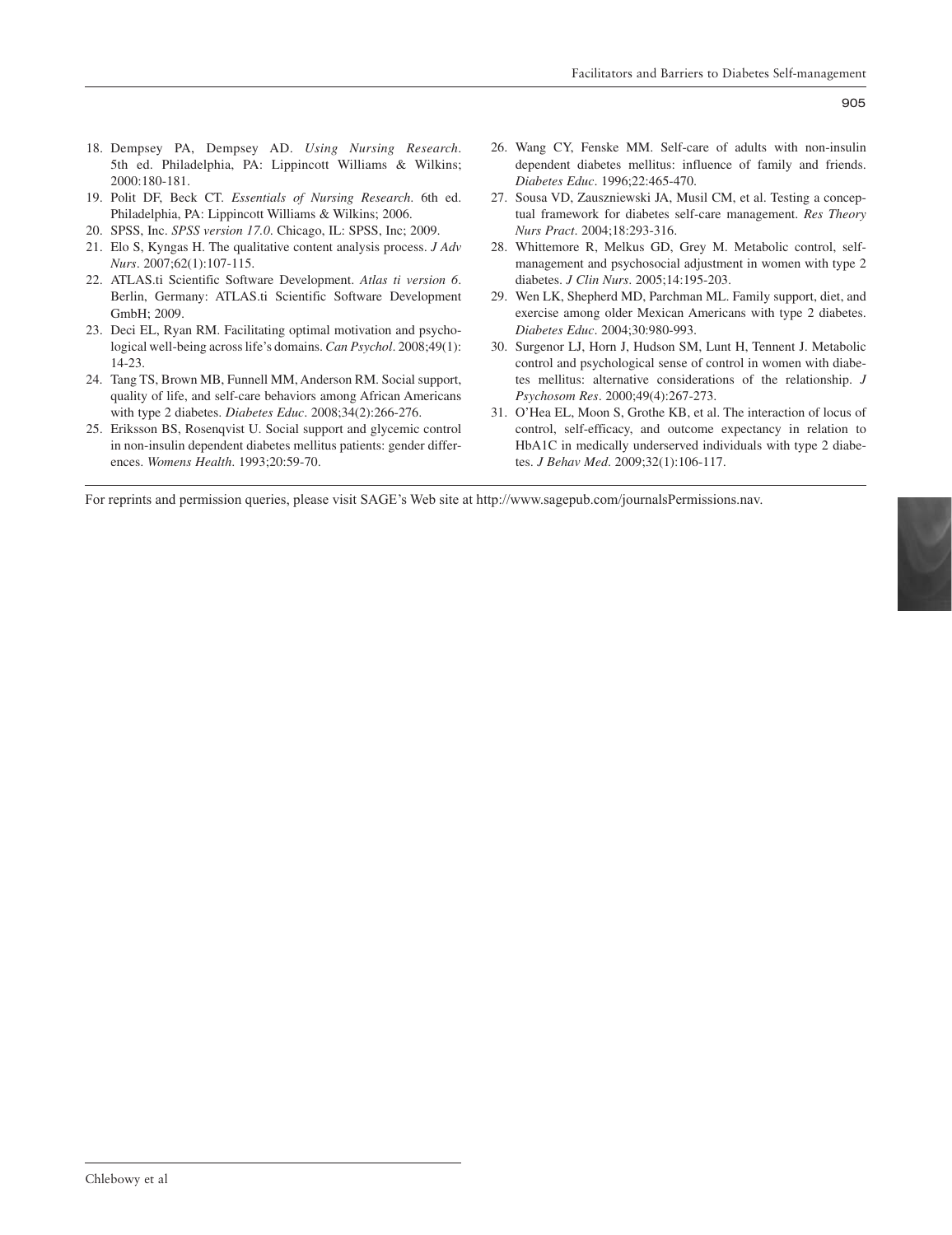18. Dempsey PA, Dempsey AD. *Using Nursing Research*. 5th ed. Philadelphia, PA: Lippincott Williams & Wilkins; 2000:180-181.
19. Polit DF, Beck CT. *Essentials of Nursing Research*. 6th ed. Philadelphia, PA: Lippincott Williams & Wilkins; 2006.
20. SPSS, Inc. *SPSS version 17.0*. Chicago, IL: SPSS, Inc; 2009.
21. Elo S, Kyngas H. The qualitative content analysis process. *J Adv Nurs*. 2007;62(1):107-115.
22. ATLAS.ti Scientific Software Development. *Atlas ti version 6*. Berlin, Germany: ATLAS.ti Scientific Software Development GmbH; 2009.
23. Deci EL, Ryan RM. Facilitating optimal motivation and psychological well-being across life's domains. *Can Psychol*. 2008;49(1):14-23.
24. Tang TS, Brown MB, Funnell MM, Anderson RM. Social support, quality of life, and self-care behaviors among African Americans with type 2 diabetes. *Diabetes Educ*. 2008;34(2):266-276.
25. Eriksson BS, Rosenqvist U. Social support and glycemic control in non-insulin dependent diabetes mellitus patients: gender differences. *Womens Health*. 1993;20:59-70.
26. Wang CY, Fenske MM. Self-care of adults with non-insulin dependent diabetes mellitus: influence of family and friends. *Diabetes Educ*. 1996;22:465-470.
27. Sousa VD, Zauszniewski JA, Musil CM, et al. Testing a conceptual framework for diabetes self-care management. *Res Theory Nurs Pract*. 2004;18:293-316.
28. Whittemore R, Melkus GD, Grey M. Metabolic control, self-management and psychosocial adjustment in women with type 2 diabetes. *J Clin Nurs*. 2005;14:195-203.
29. Wen LK, Shepherd MD, Parchman ML. Family support, diet, and exercise among older Mexican Americans with type 2 diabetes. *Diabetes Educ*. 2004;30:980-993.
30. Surgenor LJ, Horn J, Hudson SM, Lunt H, Tennent J. Metabolic control and psychological sense of control in women with diabetes mellitus: alternative considerations of the relationship. *J Psychosom Res*. 2000;49(4):267-273.
31. O'Hea EL, Moon S, Grothe KB, et al. The interaction of locus of control, self-efficacy, and outcome expectancy in relation to HbA1C in medically underserved individuals with type 2 diabetes. *J Behav Med*. 2009;32(1):106-117.

For reprints and permission queries, please visit SAGE's Web site at http://www.sagepub.com/journalsPermissions.nav.